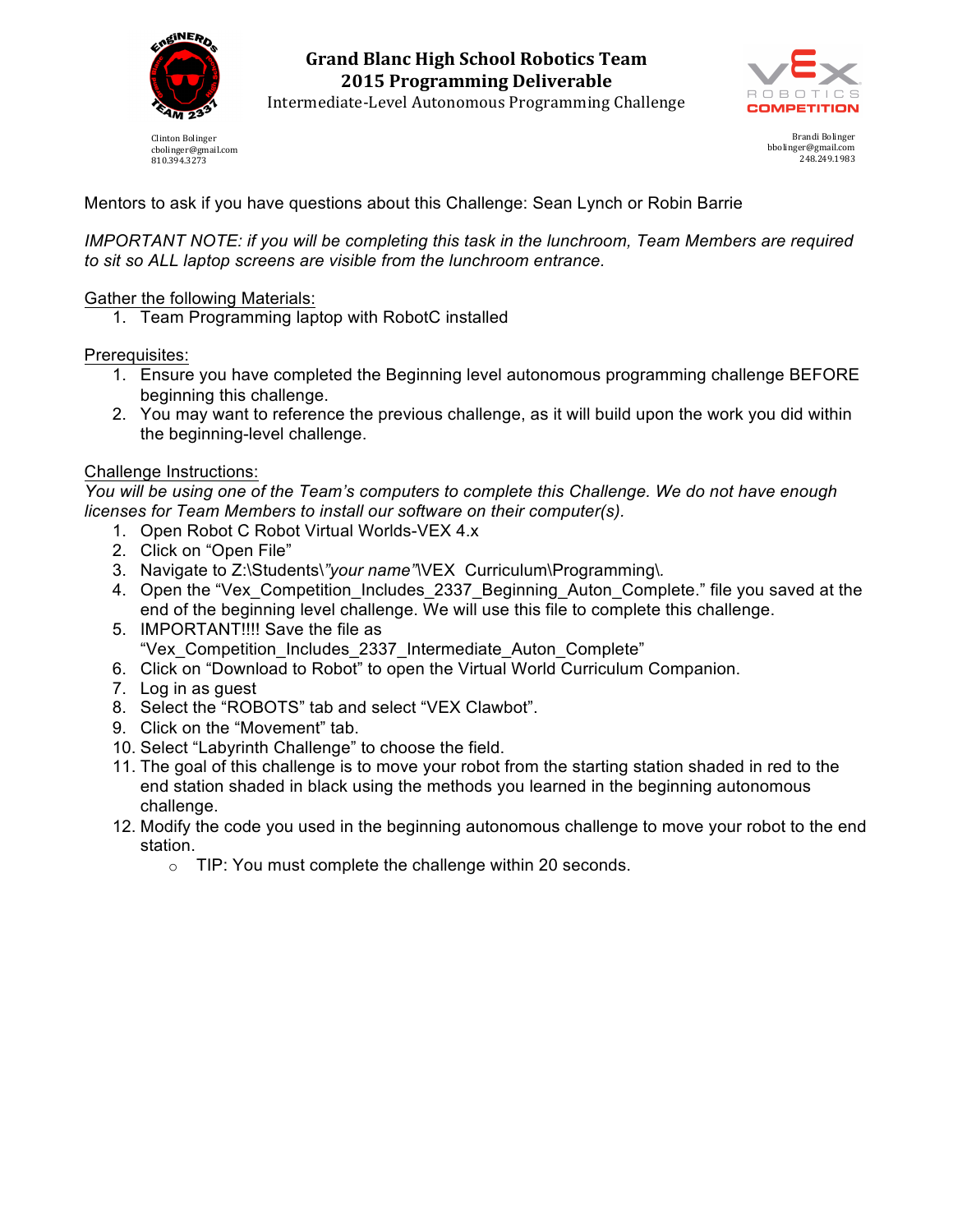# Grand Blanc High School Robotics Team
## 2015 Programming Deliverable
### Intermediate-Level Autonomous Programming Challenge

Clinton Bolinger
cbolinger@gmail.com
810.394.3273

Brandi Bolinger
bbolinger@gmail.com
248.249.1983

Mentors to ask if you have questions about this Challenge: Sean Lynch or Robin Barrie

*IMPORTANT NOTE: if you will be completing this task in the lunchroom, Team Members are required to sit so ALL laptop screens are visible from the lunchroom entrance.*

<u>Gather the following Materials:</u>

1. Team Programming laptop with RobotC installed

<u>Prerequisites:</u>

1. Ensure you have completed the Beginning level autonomous programming challenge BEFORE beginning this challenge.
2. You may want to reference the previous challenge, as it will build upon the work you did within the beginning-level challenge.

<u>Challenge Instructions:</u>

*You will be using one of the Team's computers to complete this Challenge. We do not have enough licenses for Team Members to install our software on their computer(s).*

1. Open Robot C Robot Virtual Worlds-VEX 4.x
2. Click on "Open File"
3. Navigate to Z:\Students\*"your name"*\VEX Curriculum\Programming\.
4. Open the "Vex_Competition_Includes_2337_Beginning_Auton_Complete." file you saved at the end of the beginning level challenge. We will use this file to complete this challenge.
5. IMPORTANT!!!! Save the file as "Vex_Competition_Includes_2337_Intermediate_Auton_Complete"
6. Click on "Download to Robot" to open the Virtual World Curriculum Companion.
7. Log in as guest
8. Select the "ROBOTS" tab and select "VEX Clawbot".
9. Click on the "Movement" tab.
10. Select "Labyrinth Challenge" to choose the field.
11. The goal of this challenge is to move your robot from the starting station shaded in red to the end station shaded in black using the methods you learned in the beginning autonomous challenge.
12. Modify the code you used in the beginning autonomous challenge to move your robot to the end station.
    - TIP: You must complete the challenge within 20 seconds.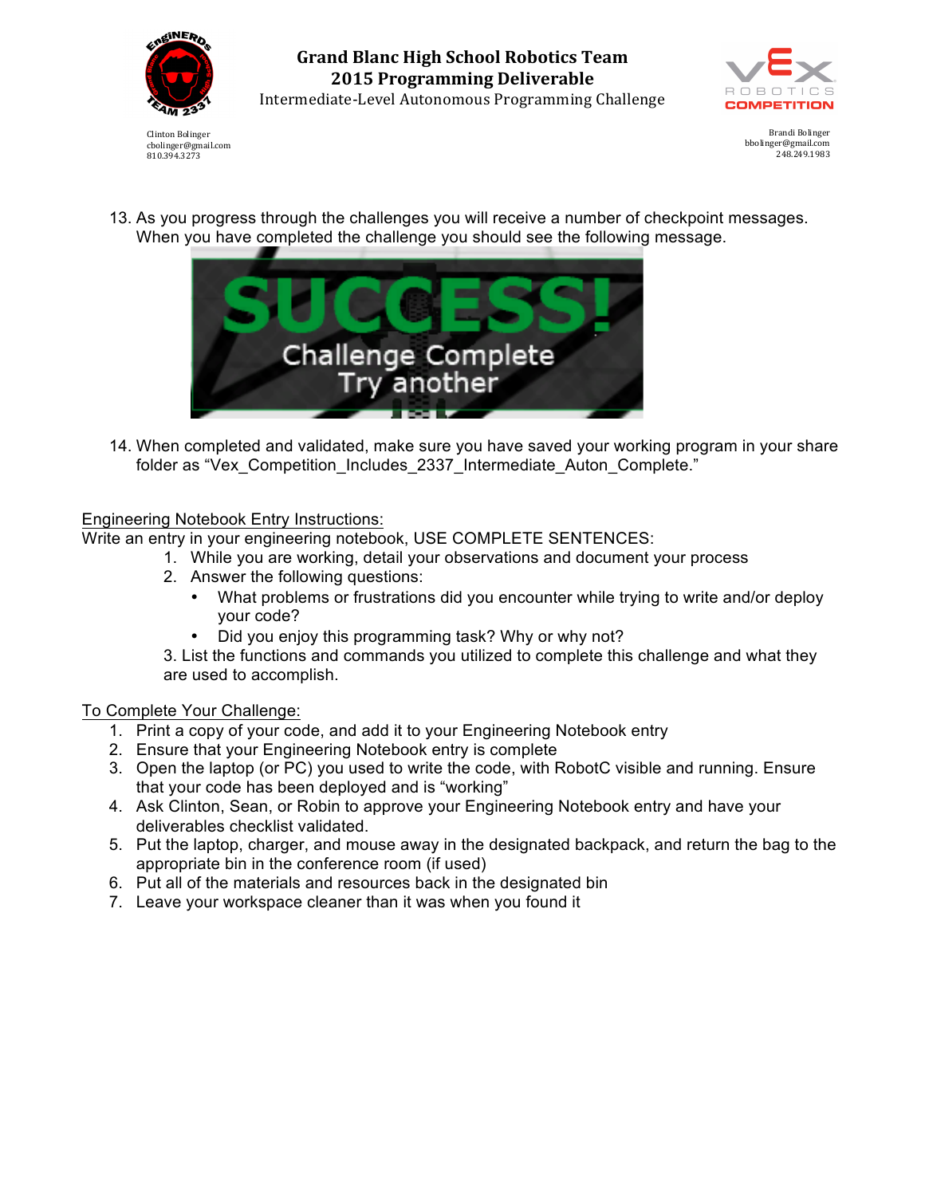13. As you progress through the challenges you will receive a number of checkpoint messages. When you have completed the challenge you should see the following message.

14. When completed and validated, make sure you have saved your working program in your share folder as "Vex_Competition_Includes_2337_Intermediate_Auton_Complete."

Engineering Notebook Entry Instructions:

Write an entry in your engineering notebook, USE COMPLETE SENTENCES:

1. While you are working, detail your observations and document your process
2. Answer the following questions:
   - What problems or frustrations did you encounter while trying to write and/or deploy your code?
   - Did you enjoy this programming task? Why or why not?
3. List the functions and commands you utilized to complete this challenge and what they are used to accomplish.

To Complete Your Challenge:

1. Print a copy of your code, and add it to your Engineering Notebook entry
2. Ensure that your Engineering Notebook entry is complete
3. Open the laptop (or PC) you used to write the code, with RobotC visible and running. Ensure that your code has been deployed and is "working"
4. Ask Clinton, Sean, or Robin to approve your Engineering Notebook entry and have your deliverables checklist validated.
5. Put the laptop, charger, and mouse away in the designated backpack, and return the bag to the appropriate bin in the conference room (if used)
6. Put all of the materials and resources back in the designated bin
7. Leave your workspace cleaner than it was when you found it